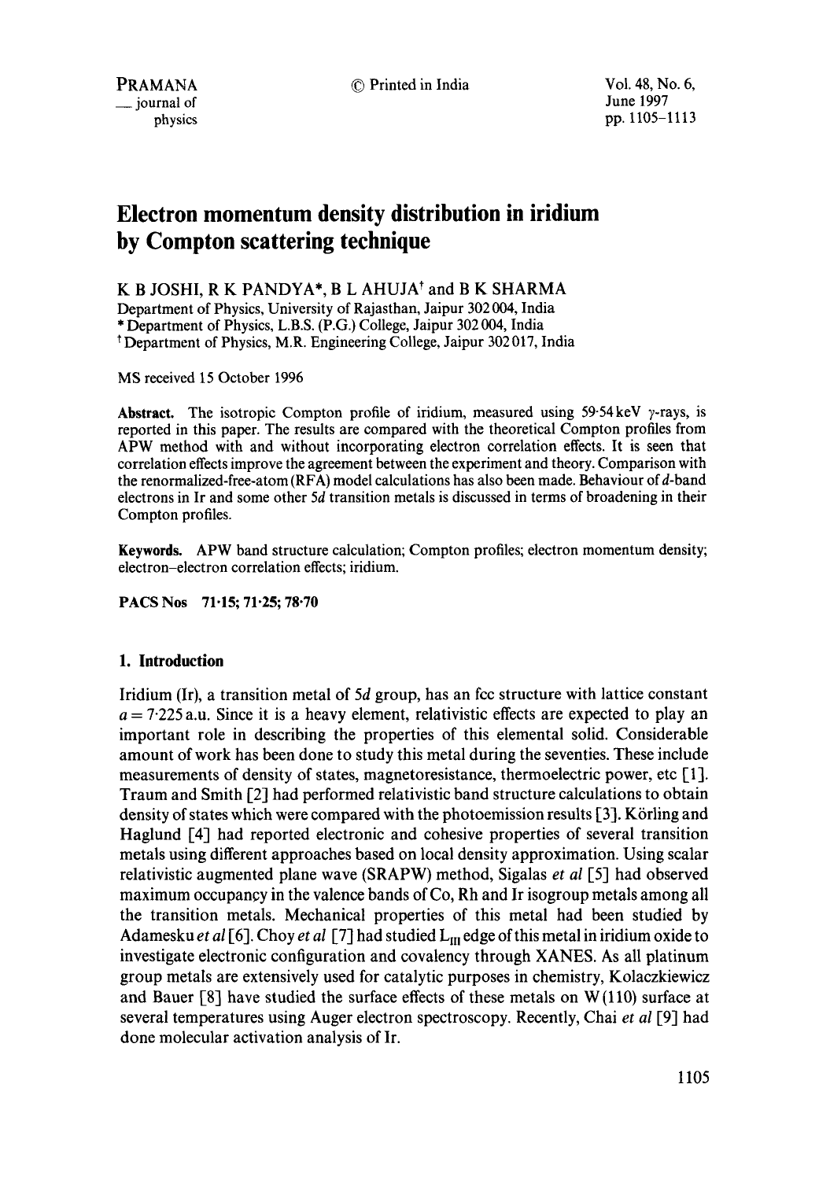# Electron momentum density distribution in iridium by Compton scattering technique

K B JOSHI, R K PANDYA*, B L AHUJA† and B K SHARMA

Department of Physics, University of Rajasthan, Jaipur 302 004, India
* Department of Physics, L.B.S. (P.G.) College, Jaipur 302 004, India
† Department of Physics, M.R. Engineering College, Jaipur 302 017, India

MS received 15 October 1996

**Abstract.** The isotropic Compton profile of iridium, measured using 59·54 keV $\gamma$-rays, is reported in this paper. The results are compared with the theoretical Compton profiles from APW method with and without incorporating electron correlation effects. It is seen that correlation effects improve the agreement between the experiment and theory. Comparison with the renormalized-free-atom (RFA) model calculations has also been made. Behaviour of $d$-band electrons in Ir and some other $5d$ transition metals is discussed in terms of broadening in their Compton profiles.

**Keywords.** APW band structure calculation; Compton profiles; electron momentum density; electron–electron correlation effects; iridium.

**PACS Nos** 71·15; 71·25; 78·70

## 1. Introduction

Iridium (Ir), a transition metal of $5d$ group, has an fcc structure with lattice constant $a = 7{\cdot}225$ a.u. Since it is a heavy element, relativistic effects are expected to play an important role in describing the properties of this elemental solid. Considerable amount of work has been done to study this metal during the seventies. These include measurements of density of states, magnetoresistance, thermoelectric power, etc [1]. Traum and Smith [2] had performed relativistic band structure calculations to obtain density of states which were compared with the photoemission results [3]. Körling and Haglund [4] had reported electronic and cohesive properties of several transition metals using different approaches based on local density approximation. Using scalar relativistic augmented plane wave (SRAPW) method, Sigalas *et al* [5] had observed maximum occupancy in the valence bands of Co, Rh and Ir isogroup metals among all the transition metals. Mechanical properties of this metal had been studied by Adamesku *et al* [6]. Choy *et al* [7] had studied $L_{III}$ edge of this metal in iridium oxide to investigate electronic configuration and covalency through XANES. As all platinum group metals are extensively used for catalytic purposes in chemistry, Kolaczkiewicz and Bauer [8] have studied the surface effects of these metals on W(110) surface at several temperatures using Auger electron spectroscopy. Recently, Chai *et al* [9] had done molecular activation analysis of Ir.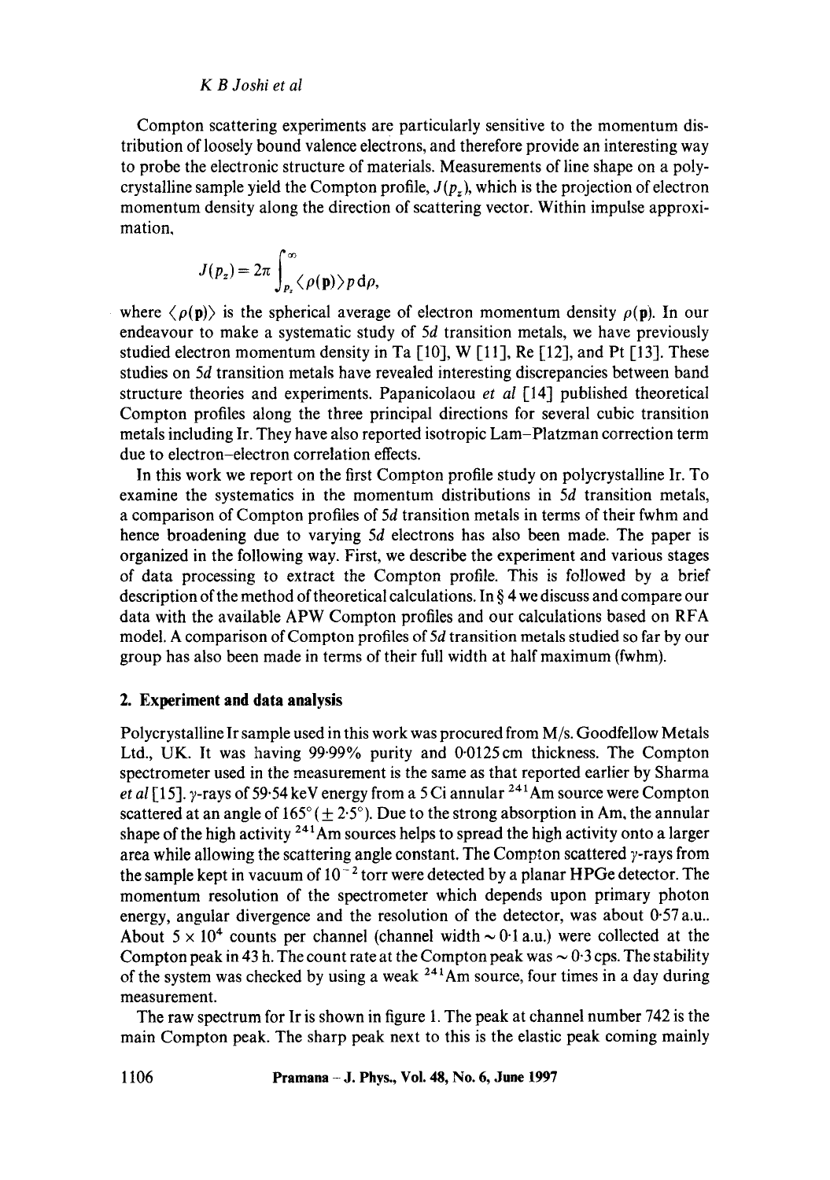Compton scattering experiments are particularly sensitive to the momentum distribution of loosely bound valence electrons, and therefore provide an interesting way to probe the electronic structure of materials. Measurements of line shape on a polycrystalline sample yield the Compton profile, $J(p_z)$, which is the projection of electron momentum density along the direction of scattering vector. Within impulse approximation,

$$J(p_z) = 2\pi \int_{p_z}^{\infty} \langle \rho(\mathbf{p}) \rangle p \, \mathrm{d}\rho,$$

where $\langle \rho(\mathbf{p}) \rangle$ is the spherical average of electron momentum density $\rho(\mathbf{p})$. In our endeavour to make a systematic study of $5d$ transition metals, we have previously studied electron momentum density in Ta [10], W [11], Re [12], and Pt [13]. These studies on $5d$ transition metals have revealed interesting discrepancies between band structure theories and experiments. Papanicolaou *et al* [14] published theoretical Compton profiles along the three principal directions for several cubic transition metals including Ir. They have also reported isotropic Lam–Platzman correction term due to electron–electron correlation effects.

In this work we report on the first Compton profile study on polycrystalline Ir. To examine the systematics in the momentum distributions in $5d$ transition metals, a comparison of Compton profiles of $5d$ transition metals in terms of their fwhm and hence broadening due to varying $5d$ electrons has also been made. The paper is organized in the following way. First, we describe the experiment and various stages of data processing to extract the Compton profile. This is followed by a brief description of the method of theoretical calculations. In § 4 we discuss and compare our data with the available APW Compton profiles and our calculations based on RFA model. A comparison of Compton profiles of $5d$ transition metals studied so far by our group has also been made in terms of their full width at half maximum (fwhm).

## 2. Experiment and data analysis

Polycrystalline Ir sample used in this work was procured from M/s. Goodfellow Metals Ltd., UK. It was having 99·99% purity and 0·0125 cm thickness. The Compton spectrometer used in the measurement is the same as that reported earlier by Sharma *et al* [15]. $\gamma$-rays of 59·54 keV energy from a 5 Ci annular $^{241}$Am source were Compton scattered at an angle of 165° ($\pm$ 2·5°). Due to the strong absorption in Am, the annular shape of the high activity $^{241}$Am sources helps to spread the high activity onto a larger area while allowing the scattering angle constant. The Compton scattered $\gamma$-rays from the sample kept in vacuum of $10^{-2}$ torr were detected by a planar HPGe detector. The momentum resolution of the spectrometer which depends upon primary photon energy, angular divergence and the resolution of the detector, was about 0·57 a.u.. About $5 \times 10^4$ counts per channel (channel width $\sim$ 0·1 a.u.) were collected at the Compton peak in 43 h. The count rate at the Compton peak was $\sim$ 0·3 cps. The stability of the system was checked by using a weak $^{241}$Am source, four times in a day during measurement.

The raw spectrum for Ir is shown in figure 1. The peak at channel number 742 is the main Compton peak. The sharp peak next to this is the elastic peak coming mainly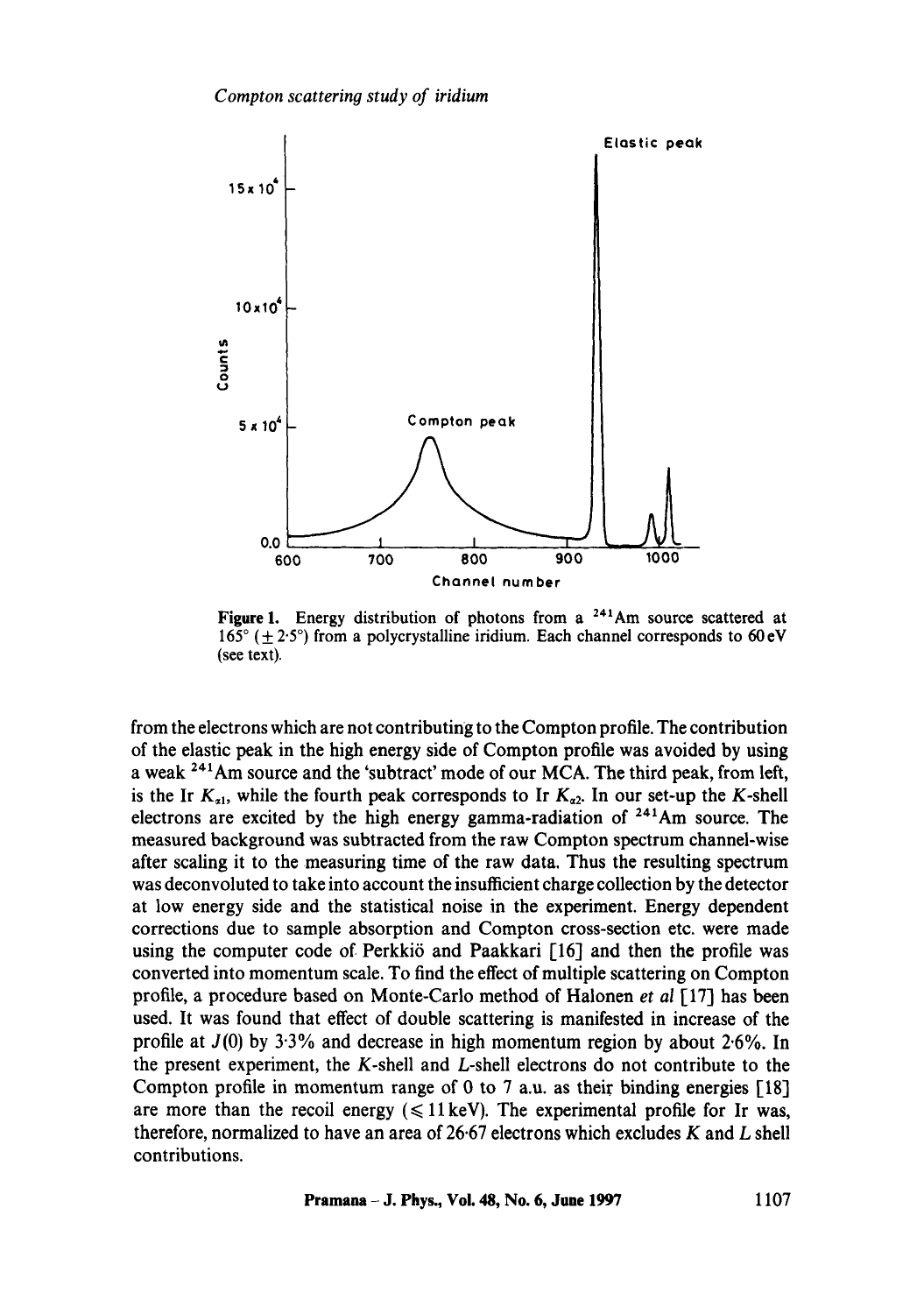Figure 1. Energy distribution of photons from a $^{241}$Am source scattered at 165° (± 2·5°) from a polycrystalline iridium. Each channel corresponds to 60 eV (see text).

from the electrons which are not contributing to the Compton profile. The contribution of the elastic peak in the high energy side of Compton profile was avoided by using a weak $^{241}$Am source and the 'subtract' mode of our MCA. The third peak, from left, is the Ir $K_{\alpha 1}$, while the fourth peak corresponds to Ir $K_{\alpha 2}$. In our set-up the $K$-shell electrons are excited by the high energy gamma-radiation of $^{241}$Am source. The measured background was subtracted from the raw Compton spectrum channel-wise after scaling it to the measuring time of the raw data. Thus the resulting spectrum was deconvoluted to take into account the insufficient charge collection by the detector at low energy side and the statistical noise in the experiment. Energy dependent corrections due to sample absorption and Compton cross-section etc. were made using the computer code of Perkkiö and Paakkari [16] and then the profile was converted into momentum scale. To find the effect of multiple scattering on Compton profile, a procedure based on Monte-Carlo method of Halonen *et al* [17] has been used. It was found that effect of double scattering is manifested in increase of the profile at $J(0)$ by 3·3% and decrease in high momentum region by about 2·6%. In the present experiment, the $K$-shell and $L$-shell electrons do not contribute to the Compton profile in momentum range of 0 to 7 a.u. as their binding energies [18] are more than the recoil energy ($\leqslant 11$ keV). The experimental profile for Ir was, therefore, normalized to have an area of 26·67 electrons which excludes $K$ and $L$ shell contributions.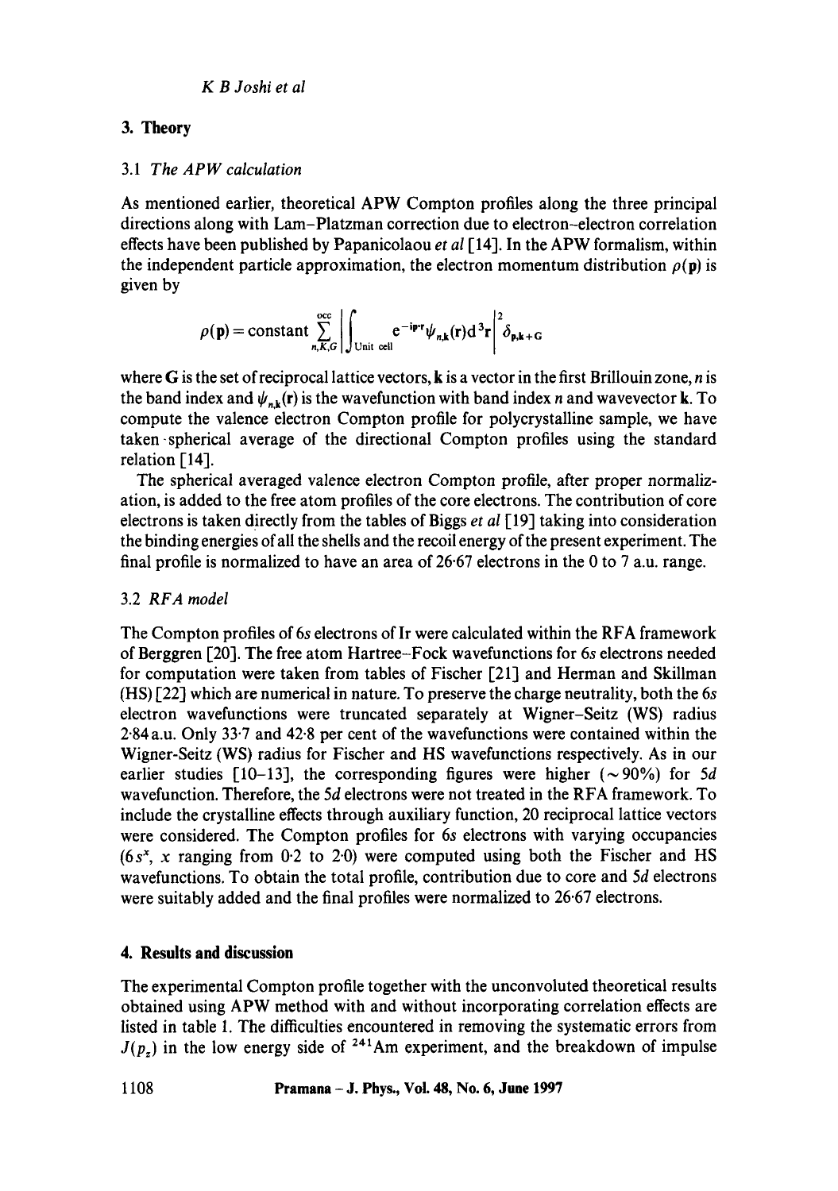## 3. Theory

### 3.1 *The APW calculation*

As mentioned earlier, theoretical APW Compton profiles along the three principal directions along with Lam–Platzman correction due to electron–electron correlation effects have been published by Papanicolaou *et al* [14]. In the APW formalism, within the independent particle approximation, the electron momentum distribution $\rho(\mathbf{p})$ is given by

$$\rho(\mathbf{p}) = \text{constant} \sum_{n,K,G}^{\text{occ}} \left| \int_{\text{Unit cell}} e^{-i\mathbf{p}\cdot\mathbf{r}} \psi_{n,\mathbf{k}}(\mathbf{r}) \mathrm{d}^3\mathbf{r} \right|^2 \delta_{\mathbf{p},\mathbf{k}+\mathbf{G}}$$

where $\mathbf{G}$ is the set of reciprocal lattice vectors, $\mathbf{k}$ is a vector in the first Brillouin zone, $n$ is the band index and $\psi_{n,\mathbf{k}}(\mathbf{r})$ is the wavefunction with band index $n$ and wavevector $\mathbf{k}$. To compute the valence electron Compton profile for polycrystalline sample, we have taken spherical average of the directional Compton profiles using the standard relation [14].

The spherical averaged valence electron Compton profile, after proper normalization, is added to the free atom profiles of the core electrons. The contribution of core electrons is taken directly from the tables of Biggs *et al* [19] taking into consideration the binding energies of all the shells and the recoil energy of the present experiment. The final profile is normalized to have an area of 26·67 electrons in the 0 to 7 a.u. range.

### 3.2 *RFA model*

The Compton profiles of 6*s* electrons of Ir were calculated within the RFA framework of Berggren [20]. The free atom Hartree–Fock wavefunctions for 6*s* electrons needed for computation were taken from tables of Fischer [21] and Herman and Skillman (HS) [22] which are numerical in nature. To preserve the charge neutrality, both the 6*s* electron wavefunctions were truncated separately at Wigner–Seitz (WS) radius 2·84 a.u. Only 33·7 and 42·8 per cent of the wavefunctions were contained within the Wigner-Seitz (WS) radius for Fischer and HS wavefunctions respectively. As in our earlier studies [10–13], the corresponding figures were higher ($\sim 90\%$) for 5*d* wavefunction. Therefore, the 5*d* electrons were not treated in the RFA framework. To include the crystalline effects through auxiliary function, 20 reciprocal lattice vectors were considered. The Compton profiles for 6*s* electrons with varying occupancies ($6s^x$, $x$ ranging from 0·2 to 2·0) were computed using both the Fischer and HS wavefunctions. To obtain the total profile, contribution due to core and 5*d* electrons were suitably added and the final profiles were normalized to 26·67 electrons.

## 4. Results and discussion

The experimental Compton profile together with the unconvoluted theoretical results obtained using APW method with and without incorporating correlation effects are listed in table 1. The difficulties encountered in removing the systematic errors from $J(p_z)$ in the low energy side of $^{241}$Am experiment, and the breakdown of impulse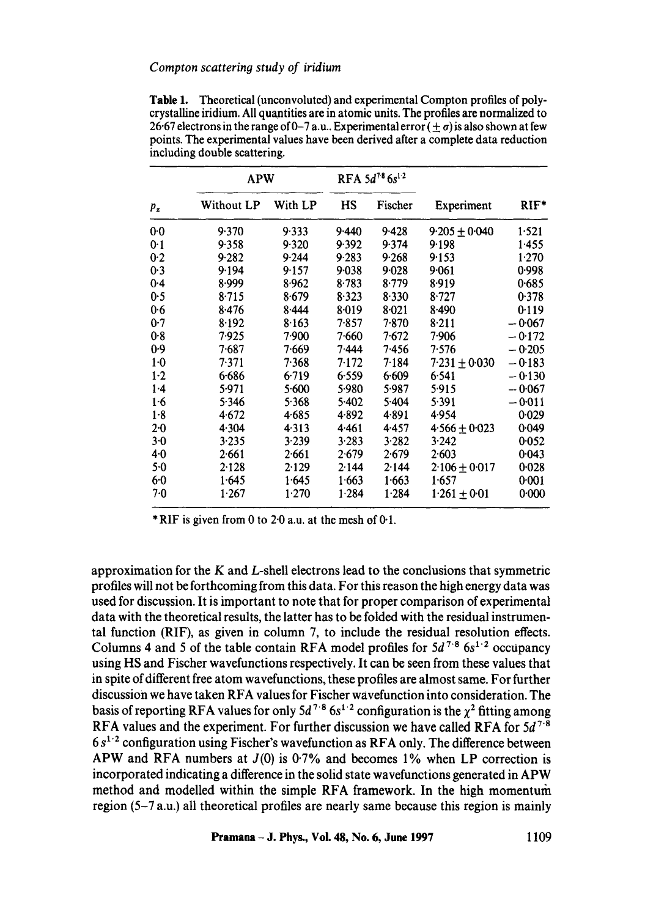**Table 1.** Theoretical (unconvoluted) and experimental Compton profiles of polycrystalline iridium. All quantities are in atomic units. The profiles are normalized to 26·67 electrons in the range of 0–7 a.u.. Experimental error ($\pm\sigma$) is also shown at few points. The experimental values have been derived after a complete data reduction including double scattering.

| $p_z$ | APW | | RFA $5d^{7.8}6s^{1.2}$ | | Experiment | RIF* |
|---|---|---|---|---|---|---|
| | Without LP | With LP | HS | Fischer | | |
| 0·0 | 9·370 | 9·333 | 9·440 | 9·428 | 9·205 ± 0·040 | 1·521 |
| 0·1 | 9·358 | 9·320 | 9·392 | 9·374 | 9·198 | 1·455 |
| 0·2 | 9·282 | 9·244 | 9·283 | 9·268 | 9·153 | 1·270 |
| 0·3 | 9·194 | 9·157 | 9·038 | 9·028 | 9·061 | 0·998 |
| 0·4 | 8·999 | 8·962 | 8·783 | 8·779 | 8·919 | 0·685 |
| 0·5 | 8·715 | 8·679 | 8·323 | 8·330 | 8·727 | 0·378 |
| 0·6 | 8·476 | 8·444 | 8·019 | 8·021 | 8·490 | 0·119 |
| 0·7 | 8·192 | 8·163 | 7·857 | 7·870 | 8·211 | −0·067 |
| 0·8 | 7·925 | 7·900 | 7·660 | 7·672 | 7·906 | −0·172 |
| 0·9 | 7·687 | 7·669 | 7·444 | 7·456 | 7·576 | −0·205 |
| 1·0 | 7·371 | 7·368 | 7·172 | 7·184 | 7·231 ± 0·030 | −0·183 |
| 1·2 | 6·686 | 6·719 | 6·559 | 6·609 | 6·541 | −0·130 |
| 1·4 | 5·971 | 5·600 | 5·980 | 5·987 | 5·915 | −0·067 |
| 1·6 | 5·346 | 5·368 | 5·402 | 5·404 | 5·391 | −0·011 |
| 1·8 | 4·672 | 4·685 | 4·892 | 4·891 | 4·954 | 0·029 |
| 2·0 | 4·304 | 4·313 | 4·461 | 4·457 | 4·566 ± 0·023 | 0·049 |
| 3·0 | 3·235 | 3·239 | 3·283 | 3·282 | 3·242 | 0·052 |
| 4·0 | 2·661 | 2·661 | 2·679 | 2·679 | 2·603 | 0·043 |
| 5·0 | 2·128 | 2·129 | 2·144 | 2·144 | 2·106 ± 0·017 | 0·028 |
| 6·0 | 1·645 | 1·645 | 1·663 | 1·663 | 1·657 | 0·001 |
| 7·0 | 1·267 | 1·270 | 1·284 | 1·284 | 1·261 ± 0·01 | 0·000 |

*RIF is given from 0 to 2·0 a.u. at the mesh of 0·1.

approximation for the $K$ and $L$-shell electrons lead to the conclusions that symmetric profiles will not be forthcoming from this data. For this reason the high energy data was used for discussion. It is important to note that for proper comparison of experimental data with the theoretical results, the latter has to be folded with the residual instrumental function (RIF), as given in column 7, to include the residual resolution effects. Columns 4 and 5 of the table contain RFA model profiles for $5d^{7.8}\,6s^{1.2}$ occupancy using HS and Fischer wavefunctions respectively. It can be seen from these values that in spite of different free atom wavefunctions, these profiles are almost same. For further discussion we have taken RFA values for Fischer wavefunction into consideration. The basis of reporting RFA values for only $5d^{7.8}\,6s^{1.2}$ configuration is the $\chi^2$ fitting among RFA values and the experiment. For further discussion we have called RFA for $5d^{7.8}$ $6s^{1.2}$ configuration using Fischer's wavefunction as RFA only. The difference between APW and RFA numbers at $J(0)$ is 0·7% and becomes 1% when LP correction is incorporated indicating a difference in the solid state wavefunctions generated in APW method and modelled within the simple RFA framework. In the high momentum region (5–7 a.u.) all theoretical profiles are nearly same because this region is mainly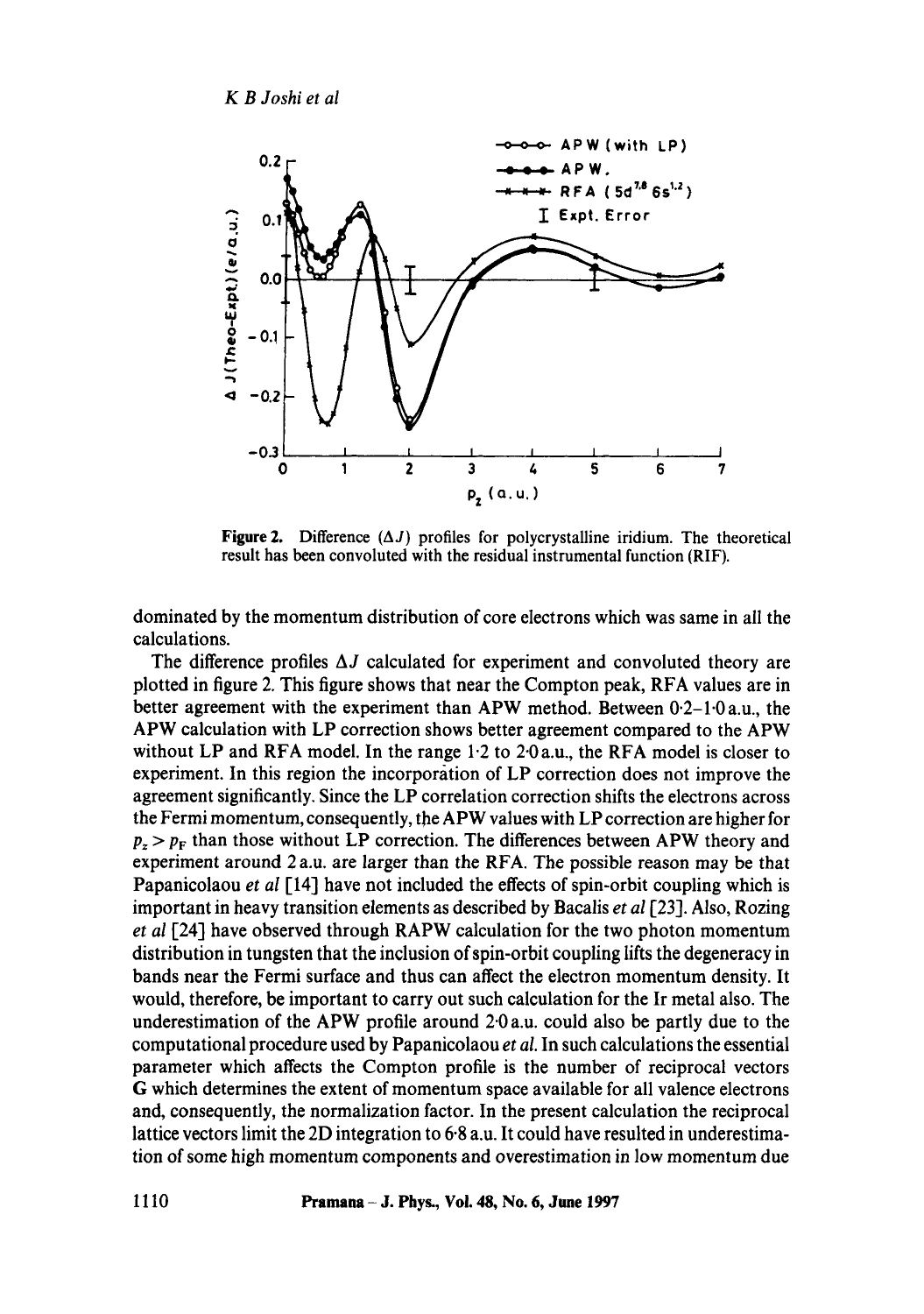**Figure 2.** Difference ($\Delta J$) profiles for polycrystalline iridium. The theoretical result has been convoluted with the residual instrumental function (RIF).

dominated by the momentum distribution of core electrons which was same in all the calculations.

The difference profiles $\Delta J$ calculated for experiment and convoluted theory are plotted in figure 2. This figure shows that near the Compton peak, RFA values are in better agreement with the experiment than APW method. Between 0·2–1·0 a.u., the APW calculation with LP correction shows better agreement compared to the APW without LP and RFA model. In the range 1·2 to 2·0 a.u., the RFA model is closer to experiment. In this region the incorporation of LP correction does not improve the agreement significantly. Since the LP correlation correction shifts the electrons across the Fermi momentum, consequently, the APW values with LP correction are higher for $p_z > p_F$ than those without LP correction. The differences between APW theory and experiment around 2 a.u. are larger than the RFA. The possible reason may be that Papanicolaou *et al* [14] have not included the effects of spin-orbit coupling which is important in heavy transition elements as described by Bacalis *et al* [23]. Also, Rozing *et al* [24] have observed through RAPW calculation for the two photon momentum distribution in tungsten that the inclusion of spin-orbit coupling lifts the degeneracy in bands near the Fermi surface and thus can affect the electron momentum density. It would, therefore, be important to carry out such calculation for the Ir metal also. The underestimation of the APW profile around 2·0 a.u. could also be partly due to the computational procedure used by Papanicolaou *et al*. In such calculations the essential parameter which affects the Compton profile is the number of reciprocal vectors **G** which determines the extent of momentum space available for all valence electrons and, consequently, the normalization factor. In the present calculation the reciprocal lattice vectors limit the 2D integration to 6·8 a.u. It could have resulted in underestimation of some high momentum components and overestimation in low momentum due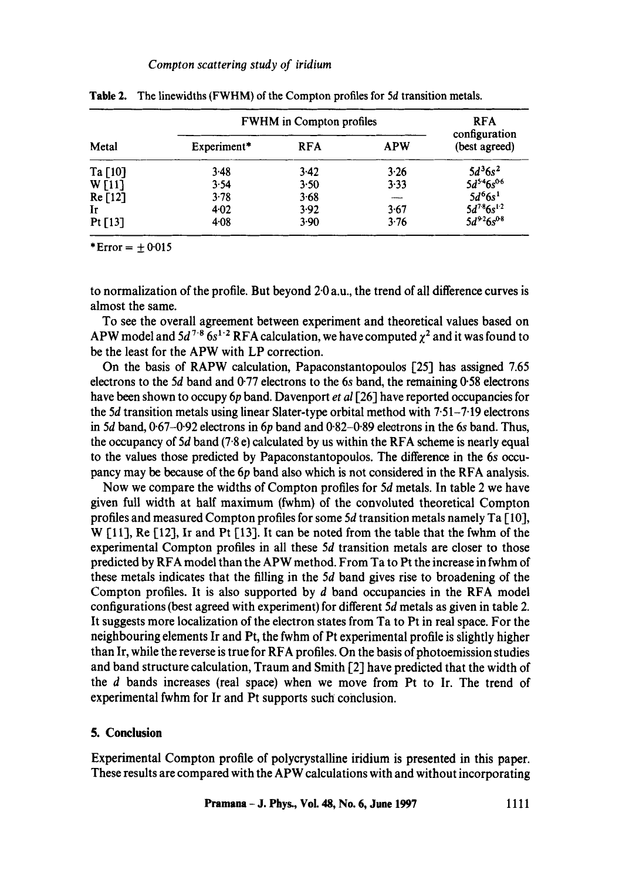**Table 2.** The linewidths (FWHM) of the Compton profiles for 5*d* transition metals.

| Metal | FWHM in Compton profiles | | | RFA configuration (best agreed) |
|---|---|---|---|---|
| | Experiment* | RFA | APW | |
| Ta [10] | 3·48 | 3·42 | 3·26 | $5d^3 6s^2$ |
| W [11] | 3·54 | 3·50 | 3·33 | $5d^{5.4} 6s^{0.6}$ |
| Re [12] | 3·78 | 3·68 | — | $5d^6 6s^1$ |
| Ir | 4·02 | 3·92 | 3·67 | $5d^{7.8} 6s^{1.2}$ |
| Pt [13] | 4·08 | 3·90 | 3·76 | $5d^{9.2} 6s^{0.8}$ |

*Error = ± 0·015

to normalization of the profile. But beyond 2·0 a.u., the trend of all difference curves is almost the same.

To see the overall agreement between experiment and theoretical values based on APW model and $5d^{7.8}\,6s^{1.2}$ RFA calculation, we have computed $\chi^2$ and it was found to be the least for the APW with LP correction.

On the basis of RAPW calculation, Papaconstantopoulos [25] has assigned 7.65 electrons to the 5*d* band and 0·77 electrons to the 6*s* band, the remaining 0·58 electrons have been shown to occupy 6*p* band. Davenport *et al* [26] have reported occupancies for the 5*d* transition metals using linear Slater-type orbital method with 7·51–7·19 electrons in 5*d* band, 0·67–0·92 electrons in 6*p* band and 0·82–0·89 electrons in the 6*s* band. Thus, the occupancy of 5*d* band (7·8 e) calculated by us within the RFA scheme is nearly equal to the values those predicted by Papaconstantopoulos. The difference in the 6*s* occupancy may be because of the 6*p* band also which is not considered in the RFA analysis.

Now we compare the widths of Compton profiles for 5*d* metals. In table 2 we have given full width at half maximum (fwhm) of the convoluted theoretical Compton profiles and measured Compton profiles for some 5*d* transition metals namely Ta [10], W [11], Re [12], Ir and Pt [13]. It can be noted from the table that the fwhm of the experimental Compton profiles in all these 5*d* transition metals are closer to those predicted by RFA model than the APW method. From Ta to Pt the increase in fwhm of these metals indicates that the filling in the 5*d* band gives rise to broadening of the Compton profiles. It is also supported by *d* band occupancies in the RFA model configurations (best agreed with experiment) for different 5*d* metals as given in table 2. It suggests more localization of the electron states from Ta to Pt in real space. For the neighbouring elements Ir and Pt, the fwhm of Pt experimental profile is slightly higher than Ir, while the reverse is true for RFA profiles. On the basis of photoemission studies and band structure calculation, Traum and Smith [2] have predicted that the width of the *d* bands increases (real space) when we move from Pt to Ir. The trend of experimental fwhm for Ir and Pt supports such conclusion.

## 5. Conclusion

Experimental Compton profile of polycrystalline iridium is presented in this paper. These results are compared with the APW calculations with and without incorporating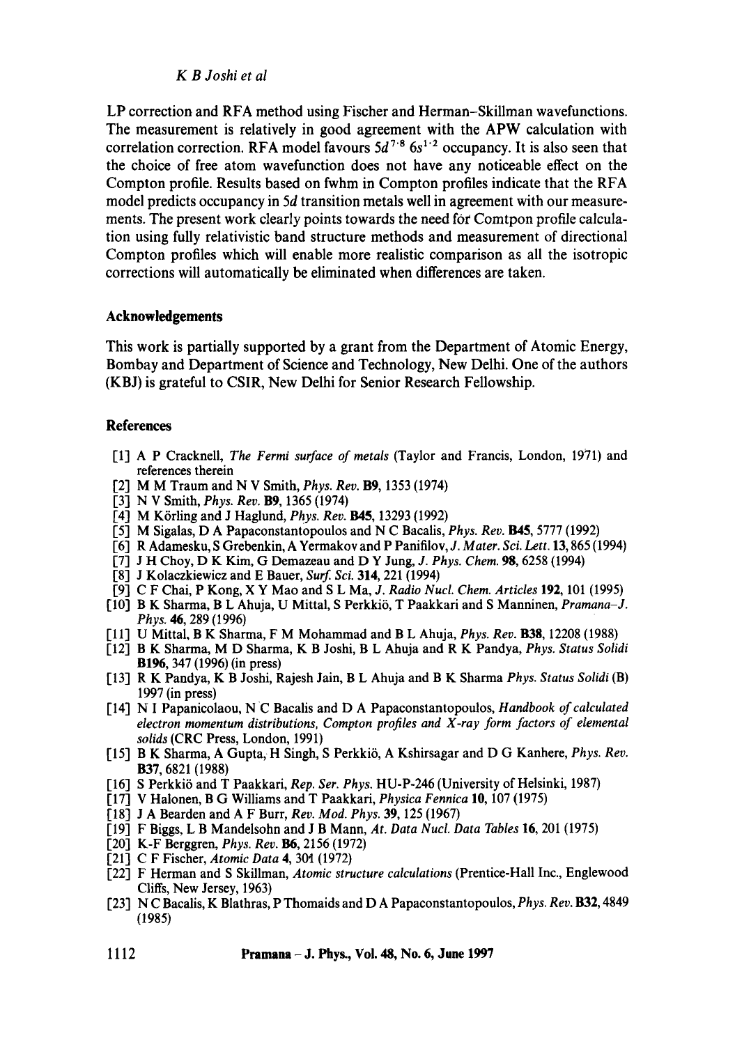LP correction and RFA method using Fischer and Herman–Skillman wavefunctions. The measurement is relatively in good agreement with the APW calculation with correlation correction. RFA model favours $5d^{7.8}\ 6s^{1.2}$ occupancy. It is also seen that the choice of free atom wavefunction does not have any noticeable effect on the Compton profile. Results based on fwhm in Compton profiles indicate that the RFA model predicts occupancy in 5*d* transition metals well in agreement with our measurements. The present work clearly points towards the need for Comtpon profile calculation using fully relativistic band structure methods and measurement of directional Compton profiles which will enable more realistic comparison as all the isotropic corrections will automatically be eliminated when differences are taken.

## Acknowledgements

This work is partially supported by a grant from the Department of Atomic Energy, Bombay and Department of Science and Technology, New Delhi. One of the authors (KBJ) is grateful to CSIR, New Delhi for Senior Research Fellowship.

## References

[1] A P Cracknell, *The Fermi surface of metals* (Taylor and Francis, London, 1971) and references therein

[2] M M Traum and N V Smith, *Phys. Rev.* **B9**, 1353 (1974)

[3] N V Smith, *Phys. Rev.* **B9**, 1365 (1974)

[4] M Körling and J Haglund, *Phys. Rev.* **B45**, 13293 (1992)

[5] M Sigalas, D A Papaconstantopoulos and N C Bacalis, *Phys. Rev.* **B45**, 5777 (1992)

[6] R Adamesku, S Grebenkin, A Yermakov and P Panifilov, *J. Mater. Sci. Lett.* **13**, 865 (1994)

[7] J H Choy, D K Kim, G Demazeau and D Y Jung, *J. Phys. Chem.* **98**, 6258 (1994)

[8] J Kolaczkiewicz and E Bauer, *Surf. Sci.* **314**, 221 (1994)

[9] C F Chai, P Kong, X Y Mao and S L Ma, *J. Radio Nucl. Chem. Articles* **192**, 101 (1995)

[10] B K Sharma, B L Ahuja, U Mittal, S Perkkiö, T Paakkari and S Manninen, *Pramana–J. Phys.* **46**, 289 (1996)

[11] U Mittal, B K Sharma, F M Mohammad and B L Ahuja, *Phys. Rev.* **B38**, 12208 (1988)

[12] B K Sharma, M D Sharma, K B Joshi, B L Ahuja and R K Pandya, *Phys. Status Solidi* **B196**, 347 (1996) (in press)

[13] R K Pandya, K B Joshi, Rajesh Jain, B L Ahuja and B K Sharma *Phys. Status Solidi* (B) 1997 (in press)

[14] N I Papanicolaou, N C Bacalis and D A Papaconstantopoulos, *Handbook of calculated electron momentum distributions, Compton profiles and X-ray form factors of elemental solids* (CRC Press, London, 1991)

[15] B K Sharma, A Gupta, H Singh, S Perkkiö, A Kshirsagar and D G Kanhere, *Phys. Rev.* **B37**, 6821 (1988)

[16] S Perkkiö and T Paakkari, *Rep. Ser. Phys.* HU-P-246 (University of Helsinki, 1987)

[17] V Halonen, B G Williams and T Paakkari, *Physica Fennica* **10**, 107 (1975)

[18] J A Bearden and A F Burr, *Rev. Mod. Phys.* **39**, 125 (1967)

[19] F Biggs, L B Mandelsohn and J B Mann, *At. Data Nucl. Data Tables* **16**, 201 (1975)

[20] K-F Berggren, *Phys. Rev.* **B6**, 2156 (1972)

[21] C F Fischer, *Atomic Data* **4**, 301 (1972)

[22] F Herman and S Skillman, *Atomic structure calculations* (Prentice-Hall Inc., Englewood Cliffs, New Jersey, 1963)

[23] N C Bacalis, K Blathras, P Thomaids and D A Papaconstantopoulos, *Phys. Rev.* **B32**, 4849 (1985)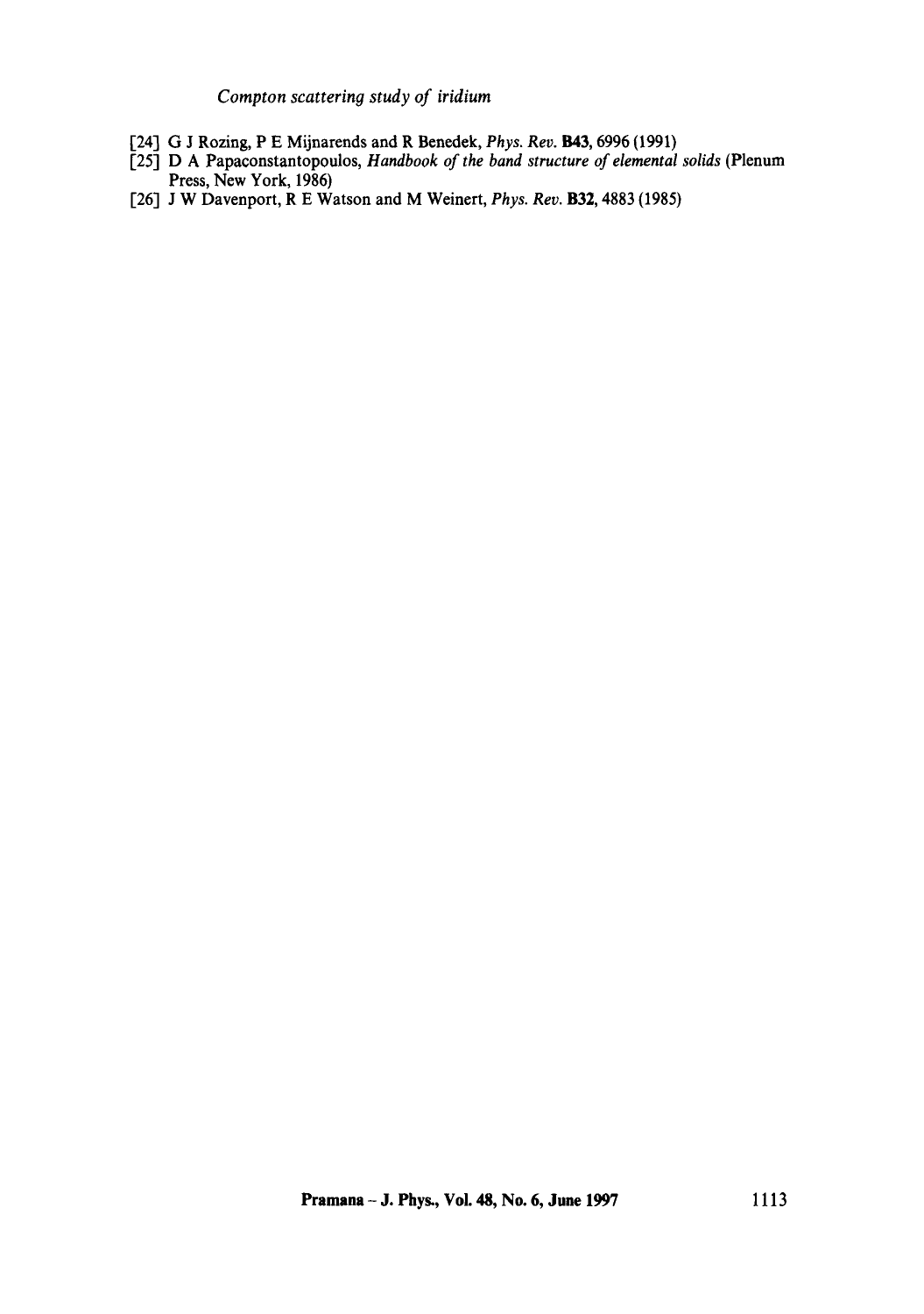[24] G J Rozing, P E Mijnarends and R Benedek, *Phys. Rev.* **B43**, 6996 (1991)
[25] D A Papaconstantopoulos, *Handbook of the band structure of elemental solids* (Plenum Press, New York, 1986)
[26] J W Davenport, R E Watson and M Weinert, *Phys. Rev.* **B32**, 4883 (1985)